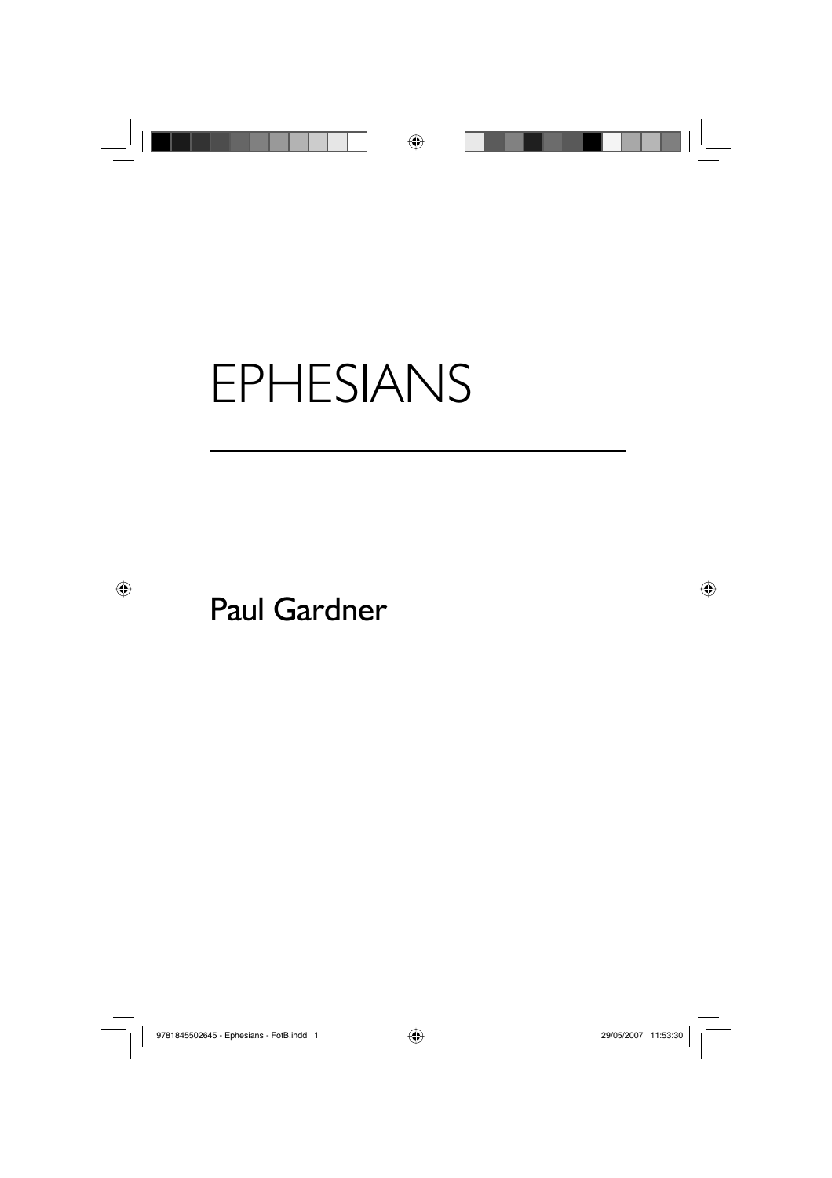# EPHESIANS

Paul Gardner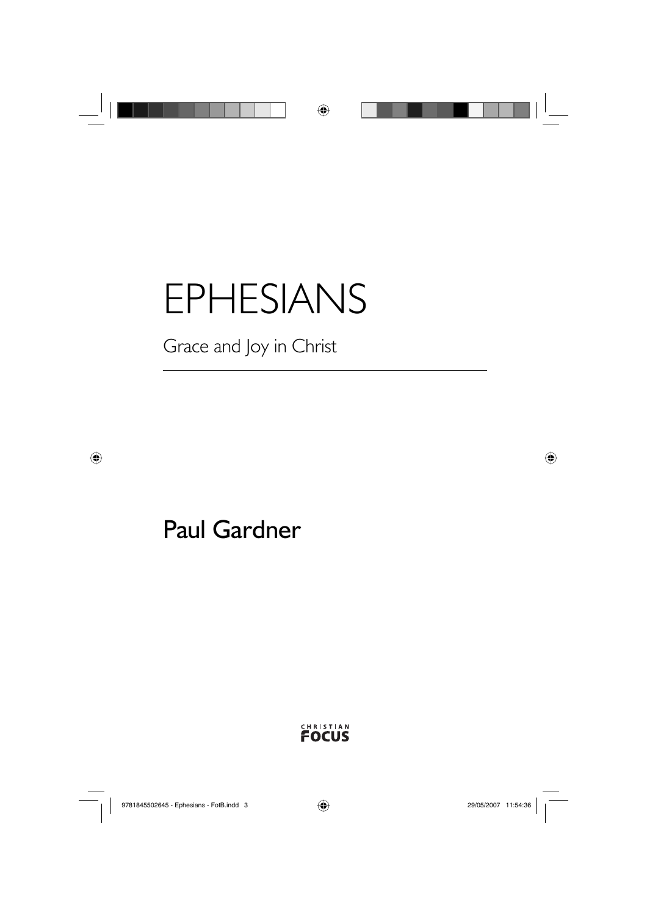# EPHESIANS

Grace and Joy in Christ

## Paul Gardner

CHRISTIAN FOCUS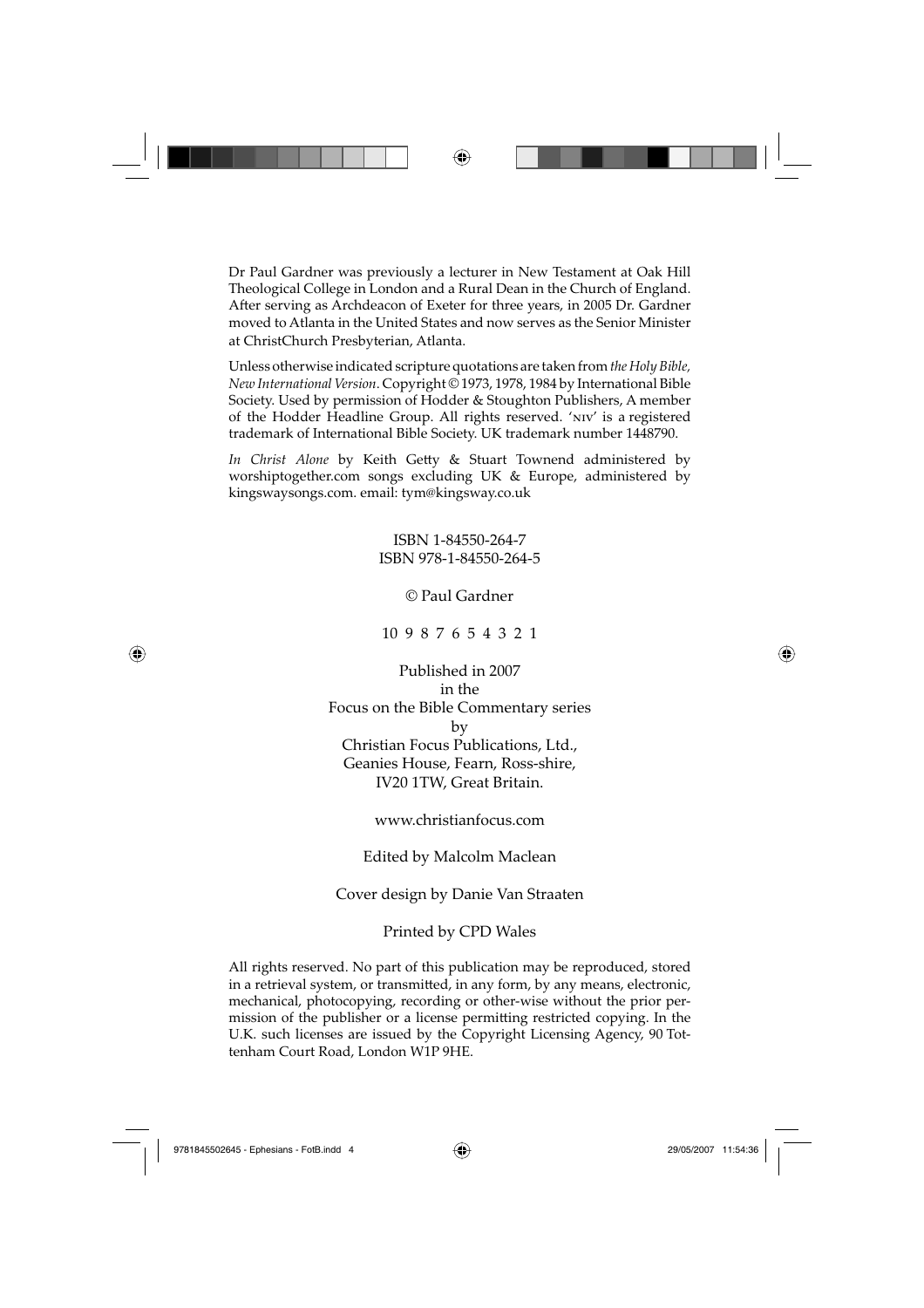Dr Paul Gardner was previously a lecturer in New Testament at Oak Hill Theological College in London and a Rural Dean in the Church of England. After serving as Archdeacon of Exeter for three years, in 2005 Dr. Gardner moved to Atlanta in the United States and now serves as the Senior Minister at ChristChurch Presbyterian, Atlanta.

Unless otherwise indicated scripture quotations are taken from *the Holy Bible, New International Version*. Copyright © 1973, 1978, 1984 by International Bible Society. Used by permission of Hodder & Stoughton Publishers, A member of the Hodder Headline Group. All rights reserved. 'NIV' is a registered trademark of International Bible Society. UK trademark number 1448790.

*In Christ Alone* by Keith Getty & Stuart Townend administered by worshiptogether.com songs excluding UK & Europe, administered by kingswaysongs.com. email: tym@kingsway.co.uk

ISBN 1-84550-264-7
ISBN 978-1-84550-264-5

© Paul Gardner

10 9 8 7 6 5 4 3 2 1

Published in 2007
in the
Focus on the Bible Commentary series
by
Christian Focus Publications, Ltd.,
Geanies House, Fearn, Ross-shire,
IV20 1TW, Great Britain.

www.christianfocus.com

Edited by Malcolm Maclean

Cover design by Danie Van Straaten

Printed by CPD Wales

All rights reserved. No part of this publication may be reproduced, stored in a retrieval system, or transmitted, in any form, by any means, electronic, mechanical, photocopying, recording or other-wise without the prior permission of the publisher or a license permitting restricted copying. In the U.K. such licenses are issued by the Copyright Licensing Agency, 90 Tottenham Court Road, London W1P 9HE.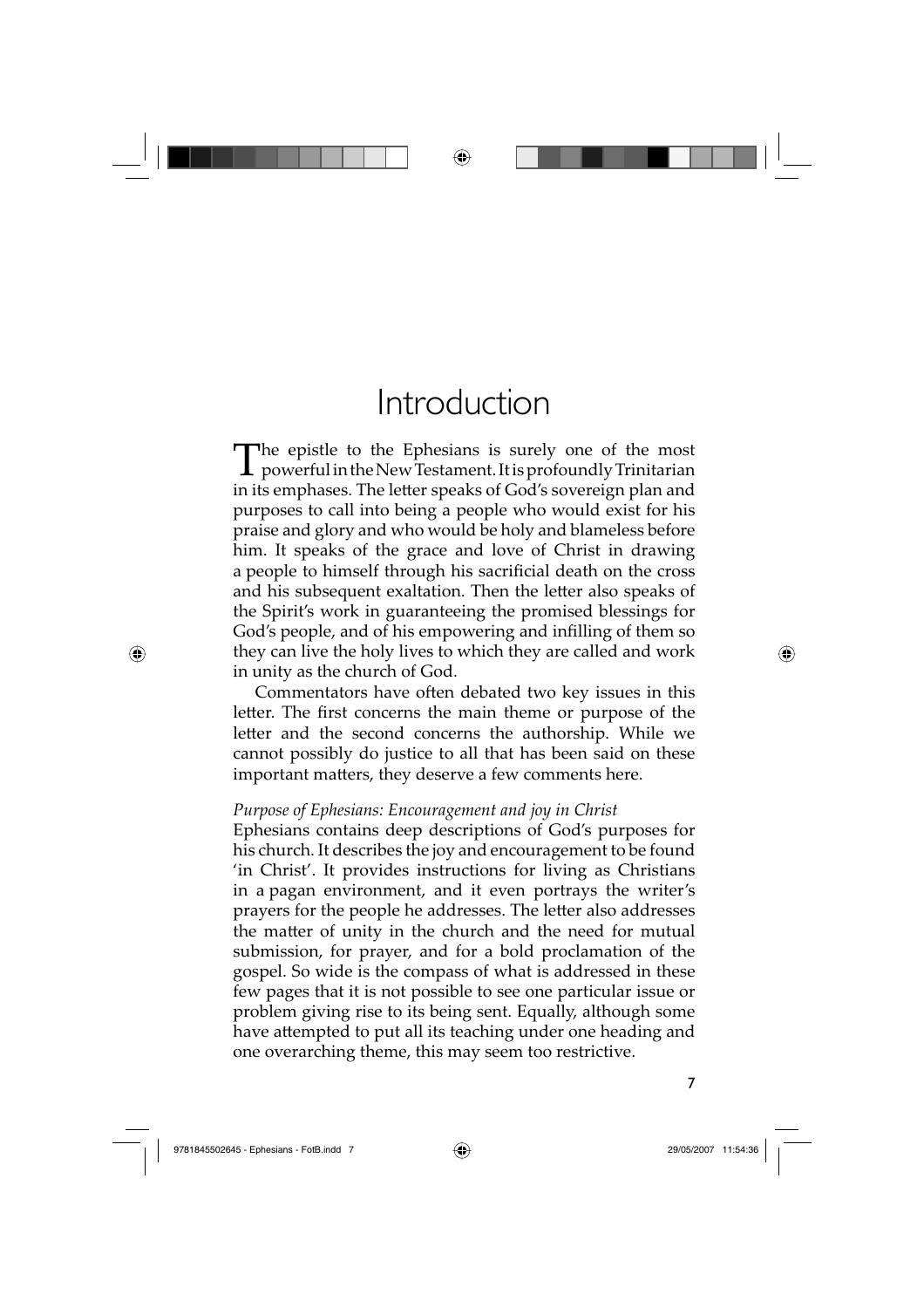# Introduction

The epistle to the Ephesians is surely one of the most powerful in the New Testament. It is profoundly Trinitarian in its emphases. The letter speaks of God's sovereign plan and purposes to call into being a people who would exist for his praise and glory and who would be holy and blameless before him. It speaks of the grace and love of Christ in drawing a people to himself through his sacrificial death on the cross and his subsequent exaltation. Then the letter also speaks of the Spirit's work in guaranteeing the promised blessings for God's people, and of his empowering and infilling of them so they can live the holy lives to which they are called and work in unity as the church of God.

Commentators have often debated two key issues in this letter. The first concerns the main theme or purpose of the letter and the second concerns the authorship. While we cannot possibly do justice to all that has been said on these important matters, they deserve a few comments here.

*Purpose of Ephesians: Encouragement and joy in Christ*

Ephesians contains deep descriptions of God's purposes for his church. It describes the joy and encouragement to be found 'in Christ'. It provides instructions for living as Christians in a pagan environment, and it even portrays the writer's prayers for the people he addresses. The letter also addresses the matter of unity in the church and the need for mutual submission, for prayer, and for a bold proclamation of the gospel. So wide is the compass of what is addressed in these few pages that it is not possible to see one particular issue or problem giving rise to its being sent. Equally, although some have attempted to put all its teaching under one heading and one overarching theme, this may seem too restrictive.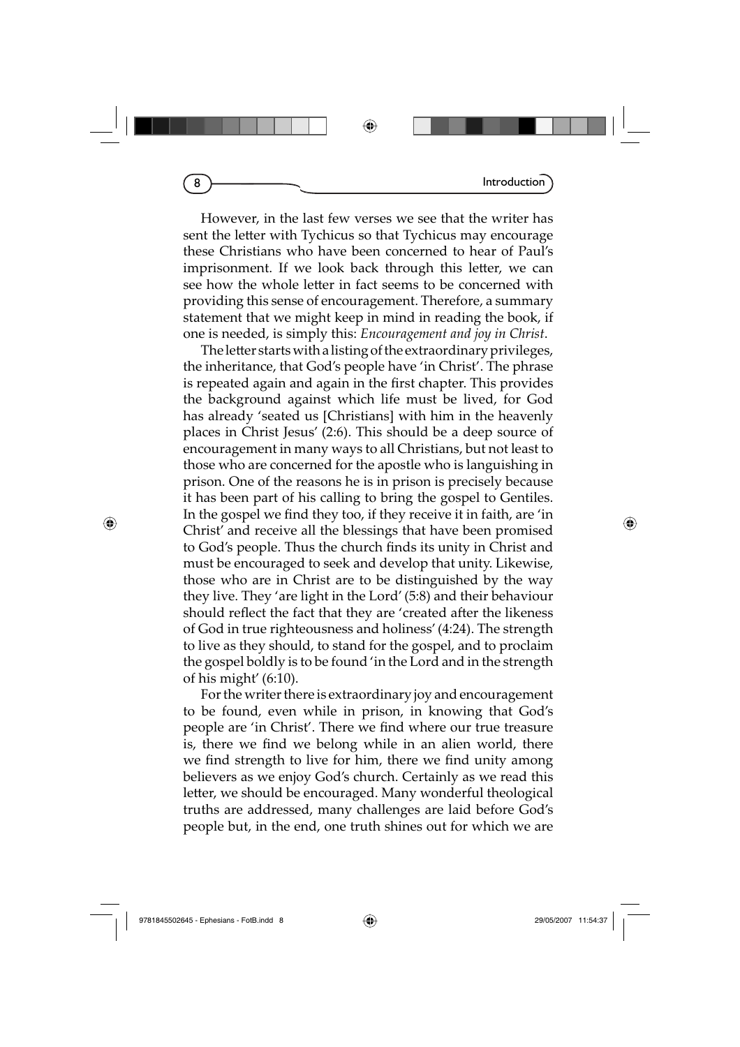However, in the last few verses we see that the writer has sent the letter with Tychicus so that Tychicus may encourage these Christians who have been concerned to hear of Paul's imprisonment. If we look back through this letter, we can see how the whole letter in fact seems to be concerned with providing this sense of encouragement. Therefore, a summary statement that we might keep in mind in reading the book, if one is needed, is simply this: *Encouragement and joy in Christ*.

The letter starts with a listing of the extraordinary privileges, the inheritance, that God's people have 'in Christ'. The phrase is repeated again and again in the first chapter. This provides the background against which life must be lived, for God has already 'seated us [Christians] with him in the heavenly places in Christ Jesus' (2:6). This should be a deep source of encouragement in many ways to all Christians, but not least to those who are concerned for the apostle who is languishing in prison. One of the reasons he is in prison is precisely because it has been part of his calling to bring the gospel to Gentiles. In the gospel we find they too, if they receive it in faith, are 'in Christ' and receive all the blessings that have been promised to God's people. Thus the church finds its unity in Christ and must be encouraged to seek and develop that unity. Likewise, those who are in Christ are to be distinguished by the way they live. They 'are light in the Lord' (5:8) and their behaviour should reflect the fact that they are 'created after the likeness of God in true righteousness and holiness' (4:24). The strength to live as they should, to stand for the gospel, and to proclaim the gospel boldly is to be found 'in the Lord and in the strength of his might' (6:10).

For the writer there is extraordinary joy and encouragement to be found, even while in prison, in knowing that God's people are 'in Christ'. There we find where our true treasure is, there we find we belong while in an alien world, there we find strength to live for him, there we find unity among believers as we enjoy God's church. Certainly as we read this letter, we should be encouraged. Many wonderful theological truths are addressed, many challenges are laid before God's people but, in the end, one truth shines out for which we are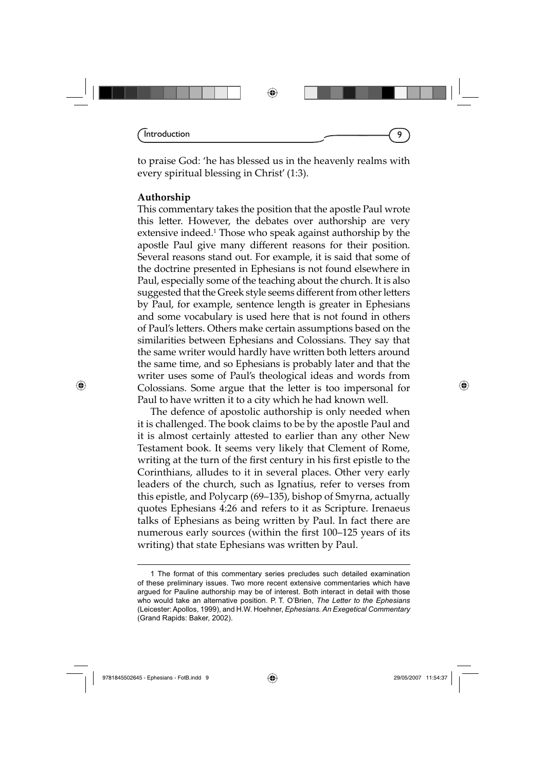to praise God: 'he has blessed us in the heavenly realms with every spiritual blessing in Christ' (1:3).

**Authorship**

This commentary takes the position that the apostle Paul wrote this letter. However, the debates over authorship are very extensive indeed.[1] Those who speak against authorship by the apostle Paul give many different reasons for their position. Several reasons stand out. For example, it is said that some of the doctrine presented in Ephesians is not found elsewhere in Paul, especially some of the teaching about the church. It is also suggested that the Greek style seems different from other letters by Paul, for example, sentence length is greater in Ephesians and some vocabulary is used here that is not found in others of Paul's letters. Others make certain assumptions based on the similarities between Ephesians and Colossians. They say that the same writer would hardly have written both letters around the same time, and so Ephesians is probably later and that the writer uses some of Paul's theological ideas and words from Colossians. Some argue that the letter is too impersonal for Paul to have written it to a city which he had known well.

The defence of apostolic authorship is only needed when it is challenged. The book claims to be by the apostle Paul and it is almost certainly attested to earlier than any other New Testament book. It seems very likely that Clement of Rome, writing at the turn of the first century in his first epistle to the Corinthians, alludes to it in several places. Other very early leaders of the church, such as Ignatius, refer to verses from this epistle, and Polycarp (69–135), bishop of Smyrna, actually quotes Ephesians 4:26 and refers to it as Scripture. Irenaeus talks of Ephesians as being written by Paul. In fact there are numerous early sources (within the first 100–125 years of its writing) that state Ephesians was written by Paul.

---

[1] The format of this commentary series precludes such detailed examination of these preliminary issues. Two more recent extensive commentaries which have argued for Pauline authorship may be of interest. Both interact in detail with those who would take an alternative position. P. T. O'Brien, *The Letter to the Ephesians* (Leicester: Apollos, 1999), and H.W. Hoehner, *Ephesians. An Exegetical Commentary* (Grand Rapids: Baker, 2002).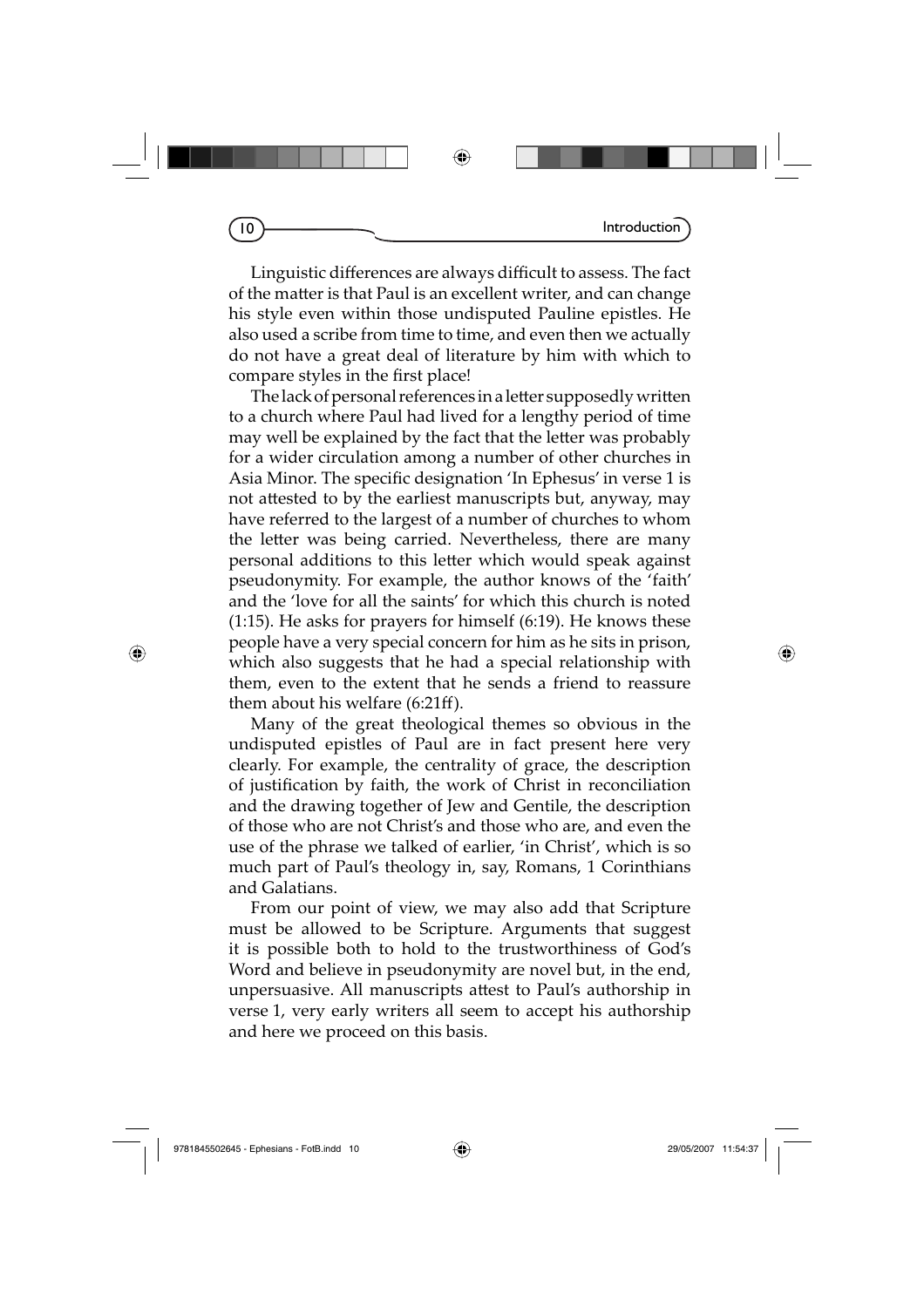Linguistic differences are always difficult to assess. The fact of the matter is that Paul is an excellent writer, and can change his style even within those undisputed Pauline epistles. He also used a scribe from time to time, and even then we actually do not have a great deal of literature by him with which to compare styles in the first place!

The lack of personal references in a letter supposedly written to a church where Paul had lived for a lengthy period of time may well be explained by the fact that the letter was probably for a wider circulation among a number of other churches in Asia Minor. The specific designation 'In Ephesus' in verse 1 is not attested to by the earliest manuscripts but, anyway, may have referred to the largest of a number of churches to whom the letter was being carried. Nevertheless, there are many personal additions to this letter which would speak against pseudonymity. For example, the author knows of the 'faith' and the 'love for all the saints' for which this church is noted (1:15). He asks for prayers for himself (6:19). He knows these people have a very special concern for him as he sits in prison, which also suggests that he had a special relationship with them, even to the extent that he sends a friend to reassure them about his welfare (6:21ff).

Many of the great theological themes so obvious in the undisputed epistles of Paul are in fact present here very clearly. For example, the centrality of grace, the description of justification by faith, the work of Christ in reconciliation and the drawing together of Jew and Gentile, the description of those who are not Christ's and those who are, and even the use of the phrase we talked of earlier, 'in Christ', which is so much part of Paul's theology in, say, Romans, 1 Corinthians and Galatians.

From our point of view, we may also add that Scripture must be allowed to be Scripture. Arguments that suggest it is possible both to hold to the trustworthiness of God's Word and believe in pseudonymity are novel but, in the end, unpersuasive. All manuscripts attest to Paul's authorship in verse 1, very early writers all seem to accept his authorship and here we proceed on this basis.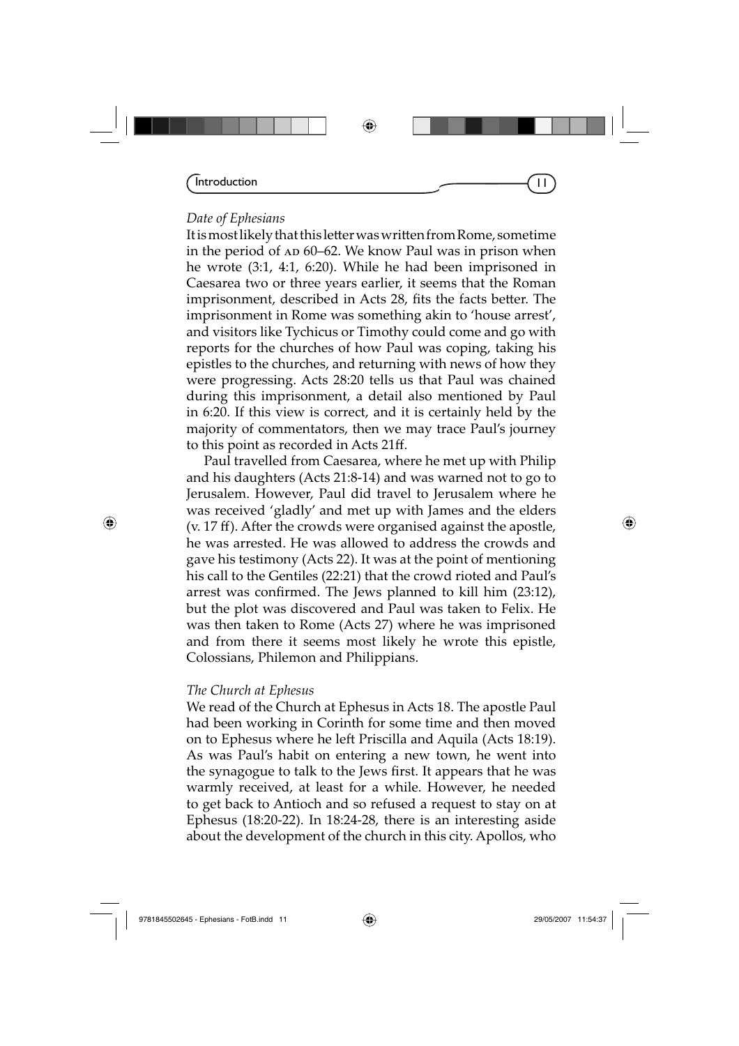*Date of Ephesians*

It is most likely that this letter was written from Rome, sometime in the period of AD 60–62. We know Paul was in prison when he wrote (3:1, 4:1, 6:20). While he had been imprisoned in Caesarea two or three years earlier, it seems that the Roman imprisonment, described in Acts 28, fits the facts better. The imprisonment in Rome was something akin to 'house arrest', and visitors like Tychicus or Timothy could come and go with reports for the churches of how Paul was coping, taking his epistles to the churches, and returning with news of how they were progressing. Acts 28:20 tells us that Paul was chained during this imprisonment, a detail also mentioned by Paul in 6:20. If this view is correct, and it is certainly held by the majority of commentators, then we may trace Paul's journey to this point as recorded in Acts 21ff.

Paul travelled from Caesarea, where he met up with Philip and his daughters (Acts 21:8-14) and was warned not to go to Jerusalem. However, Paul did travel to Jerusalem where he was received 'gladly' and met up with James and the elders (v. 17 ff). After the crowds were organised against the apostle, he was arrested. He was allowed to address the crowds and gave his testimony (Acts 22). It was at the point of mentioning his call to the Gentiles (22:21) that the crowd rioted and Paul's arrest was confirmed. The Jews planned to kill him (23:12), but the plot was discovered and Paul was taken to Felix. He was then taken to Rome (Acts 27) where he was imprisoned and from there it seems most likely he wrote this epistle, Colossians, Philemon and Philippians.

*The Church at Ephesus*

We read of the Church at Ephesus in Acts 18. The apostle Paul had been working in Corinth for some time and then moved on to Ephesus where he left Priscilla and Aquila (Acts 18:19). As was Paul's habit on entering a new town, he went into the synagogue to talk to the Jews first. It appears that he was warmly received, at least for a while. However, he needed to get back to Antioch and so refused a request to stay on at Ephesus (18:20-22). In 18:24-28, there is an interesting aside about the development of the church in this city. Apollos, who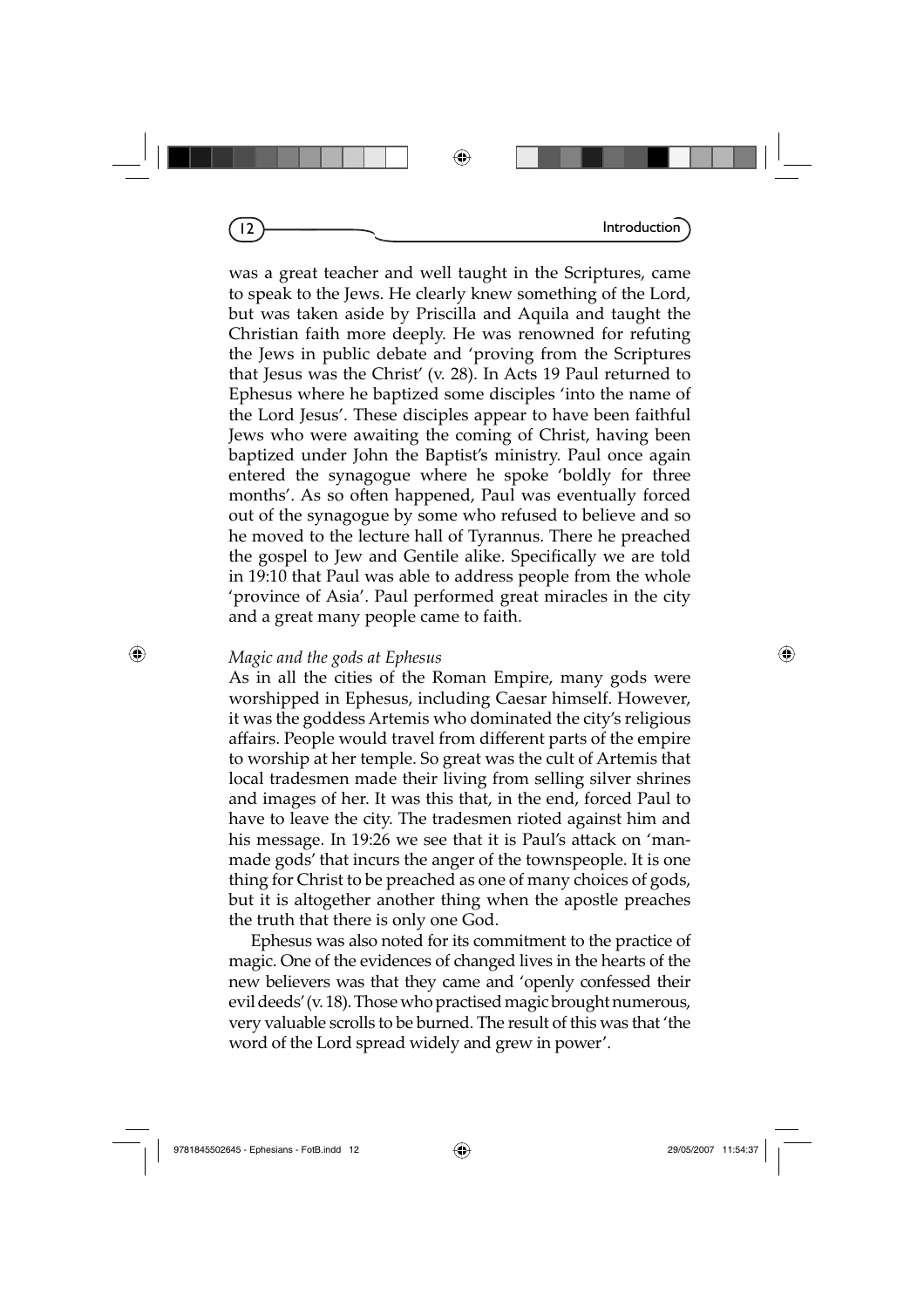was a great teacher and well taught in the Scriptures, came to speak to the Jews. He clearly knew something of the Lord, but was taken aside by Priscilla and Aquila and taught the Christian faith more deeply. He was renowned for refuting the Jews in public debate and 'proving from the Scriptures that Jesus was the Christ' (v. 28). In Acts 19 Paul returned to Ephesus where he baptized some disciples 'into the name of the Lord Jesus'. These disciples appear to have been faithful Jews who were awaiting the coming of Christ, having been baptized under John the Baptist's ministry. Paul once again entered the synagogue where he spoke 'boldly for three months'. As so often happened, Paul was eventually forced out of the synagogue by some who refused to believe and so he moved to the lecture hall of Tyrannus. There he preached the gospel to Jew and Gentile alike. Specifically we are told in 19:10 that Paul was able to address people from the whole 'province of Asia'. Paul performed great miracles in the city and a great many people came to faith.

*Magic and the gods at Ephesus*

As in all the cities of the Roman Empire, many gods were worshipped in Ephesus, including Caesar himself. However, it was the goddess Artemis who dominated the city's religious affairs. People would travel from different parts of the empire to worship at her temple. So great was the cult of Artemis that local tradesmen made their living from selling silver shrines and images of her. It was this that, in the end, forced Paul to have to leave the city. The tradesmen rioted against him and his message. In 19:26 we see that it is Paul's attack on 'man-made gods' that incurs the anger of the townspeople. It is one thing for Christ to be preached as one of many choices of gods, but it is altogether another thing when the apostle preaches the truth that there is only one God.

Ephesus was also noted for its commitment to the practice of magic. One of the evidences of changed lives in the hearts of the new believers was that they came and 'openly confessed their evil deeds' (v. 18). Those who practised magic brought numerous, very valuable scrolls to be burned. The result of this was that 'the word of the Lord spread widely and grew in power'.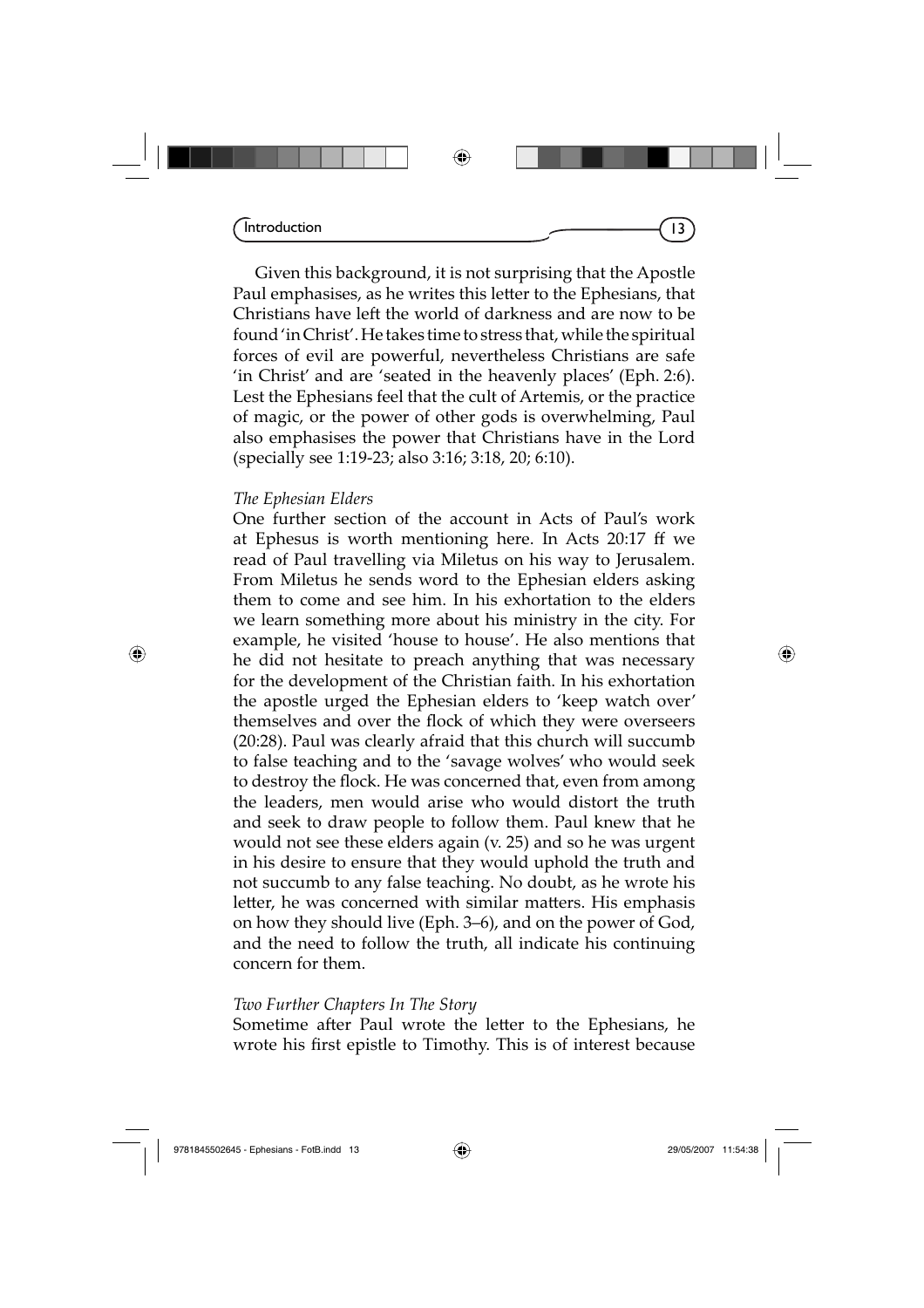Given this background, it is not surprising that the Apostle Paul emphasises, as he writes this letter to the Ephesians, that Christians have left the world of darkness and are now to be found 'in Christ'. He takes time to stress that, while the spiritual forces of evil are powerful, nevertheless Christians are safe 'in Christ' and are 'seated in the heavenly places' (Eph. 2:6). Lest the Ephesians feel that the cult of Artemis, or the practice of magic, or the power of other gods is overwhelming, Paul also emphasises the power that Christians have in the Lord (specially see 1:19-23; also 3:16; 3:18, 20; 6:10).

*The Ephesian Elders*

One further section of the account in Acts of Paul's work at Ephesus is worth mentioning here. In Acts 20:17 ff we read of Paul travelling via Miletus on his way to Jerusalem. From Miletus he sends word to the Ephesian elders asking them to come and see him. In his exhortation to the elders we learn something more about his ministry in the city. For example, he visited 'house to house'. He also mentions that he did not hesitate to preach anything that was necessary for the development of the Christian faith. In his exhortation the apostle urged the Ephesian elders to 'keep watch over' themselves and over the flock of which they were overseers (20:28). Paul was clearly afraid that this church will succumb to false teaching and to the 'savage wolves' who would seek to destroy the flock. He was concerned that, even from among the leaders, men would arise who would distort the truth and seek to draw people to follow them. Paul knew that he would not see these elders again (v. 25) and so he was urgent in his desire to ensure that they would uphold the truth and not succumb to any false teaching. No doubt, as he wrote his letter, he was concerned with similar matters. His emphasis on how they should live (Eph. 3–6), and on the power of God, and the need to follow the truth, all indicate his continuing concern for them.

*Two Further Chapters In The Story*

Sometime after Paul wrote the letter to the Ephesians, he wrote his first epistle to Timothy. This is of interest because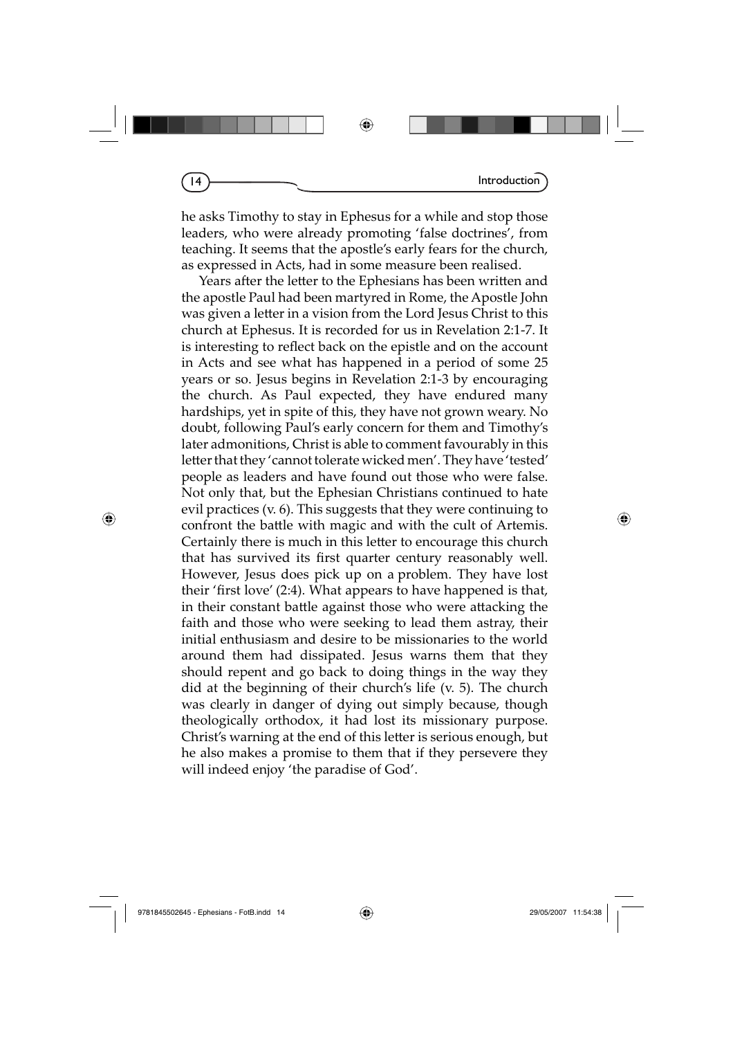he asks Timothy to stay in Ephesus for a while and stop those leaders, who were already promoting 'false doctrines', from teaching. It seems that the apostle's early fears for the church, as expressed in Acts, had in some measure been realised.

Years after the letter to the Ephesians has been written and the apostle Paul had been martyred in Rome, the Apostle John was given a letter in a vision from the Lord Jesus Christ to this church at Ephesus. It is recorded for us in Revelation 2:1-7. It is interesting to reflect back on the epistle and on the account in Acts and see what has happened in a period of some 25 years or so. Jesus begins in Revelation 2:1-3 by encouraging the church. As Paul expected, they have endured many hardships, yet in spite of this, they have not grown weary. No doubt, following Paul's early concern for them and Timothy's later admonitions, Christ is able to comment favourably in this letter that they 'cannot tolerate wicked men'. They have 'tested' people as leaders and have found out those who were false. Not only that, but the Ephesian Christians continued to hate evil practices (v. 6). This suggests that they were continuing to confront the battle with magic and with the cult of Artemis. Certainly there is much in this letter to encourage this church that has survived its first quarter century reasonably well. However, Jesus does pick up on a problem. They have lost their 'first love' (2:4). What appears to have happened is that, in their constant battle against those who were attacking the faith and those who were seeking to lead them astray, their initial enthusiasm and desire to be missionaries to the world around them had dissipated. Jesus warns them that they should repent and go back to doing things in the way they did at the beginning of their church's life (v. 5). The church was clearly in danger of dying out simply because, though theologically orthodox, it had lost its missionary purpose. Christ's warning at the end of this letter is serious enough, but he also makes a promise to them that if they persevere they will indeed enjoy 'the paradise of God'.